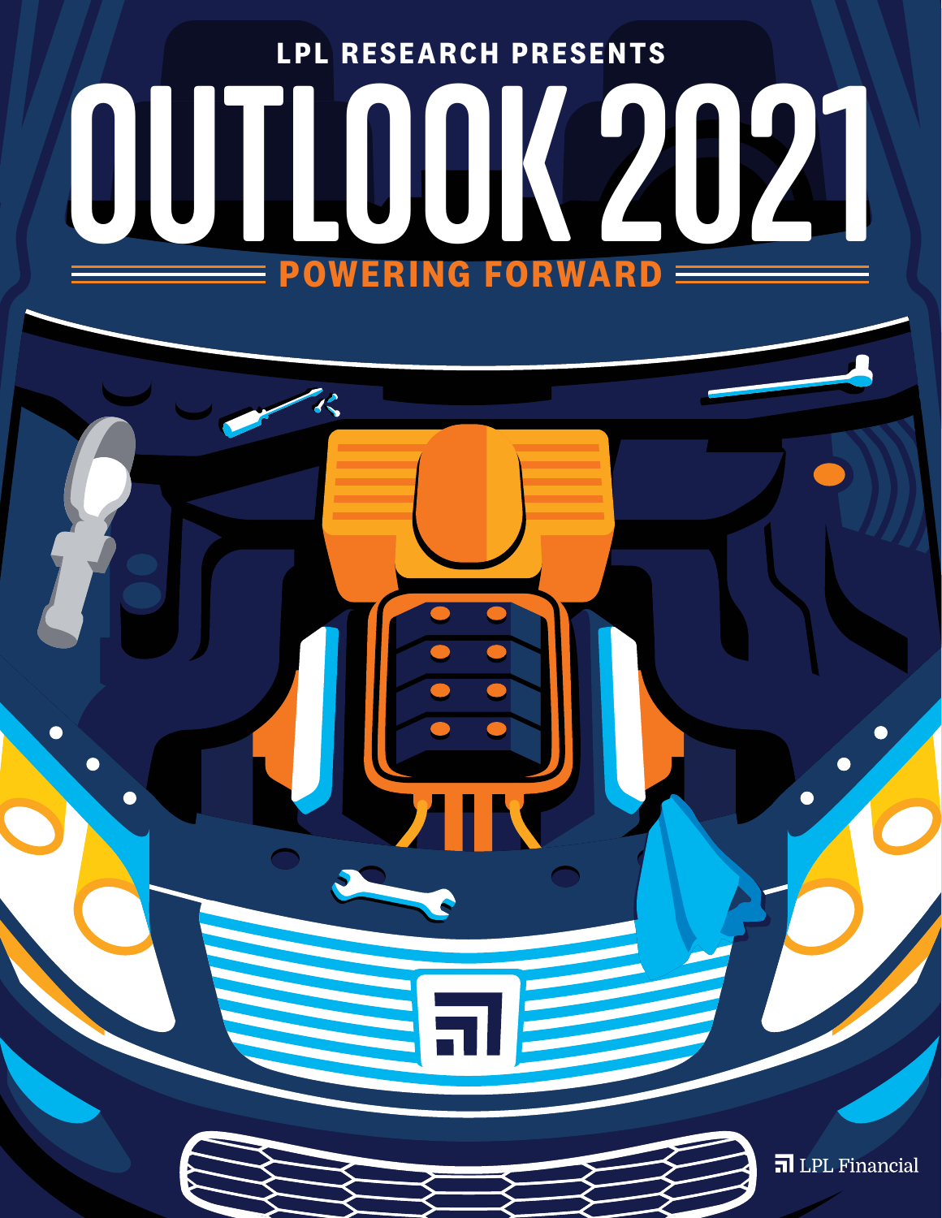LPL RESEARCH PRESENTS

# OUTLOOK 2021

## POWERING FORWARD

LPL Financial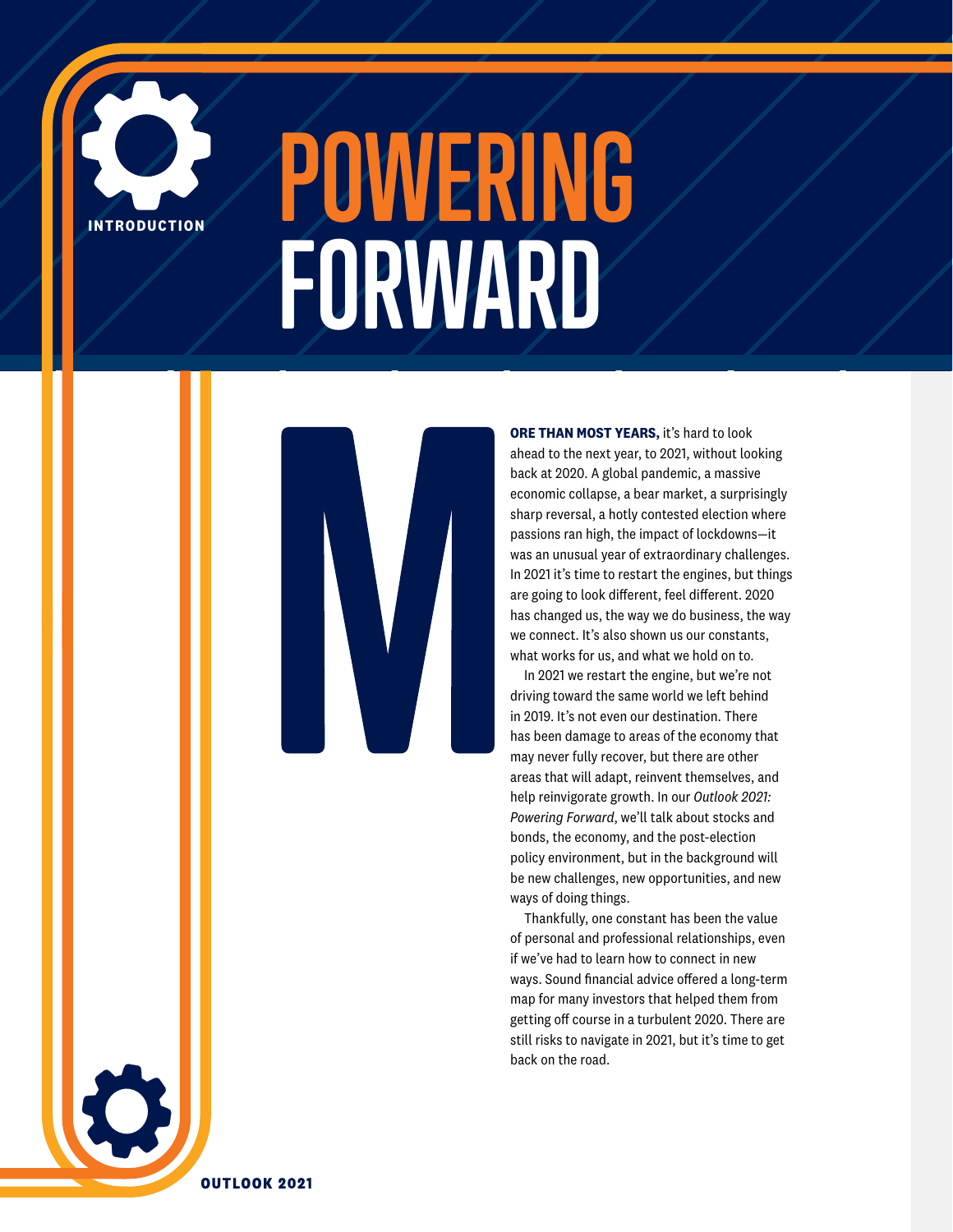INTRODUCTION

# POWERING FORWARD

**MORE THAN MOST YEARS,** it's hard to look ahead to the next year, to 2021, without looking back at 2020. A global pandemic, a massive economic collapse, a bear market, a surprisingly sharp reversal, a hotly contested election where passions ran high, the impact of lockdowns—it was an unusual year of extraordinary challenges. In 2021 it's time to restart the engines, but things are going to look different, feel different. 2020 has changed us, the way we do business, the way we connect. It's also shown us our constants, what works for us, and what we hold on to.

In 2021 we restart the engine, but we're not driving toward the same world we left behind in 2019. It's not even our destination. There has been damage to areas of the economy that may never fully recover, but there are other areas that will adapt, reinvent themselves, and help reinvigorate growth. In our *Outlook 2021: Powering Forward*, we'll talk about stocks and bonds, the economy, and the post-election policy environment, but in the background will be new challenges, new opportunities, and new ways of doing things.

Thankfully, one constant has been the value of personal and professional relationships, even if we've had to learn how to connect in new ways. Sound financial advice offered a long-term map for many investors that helped them from getting off course in a turbulent 2020. There are still risks to navigate in 2021, but it's time to get back on the road.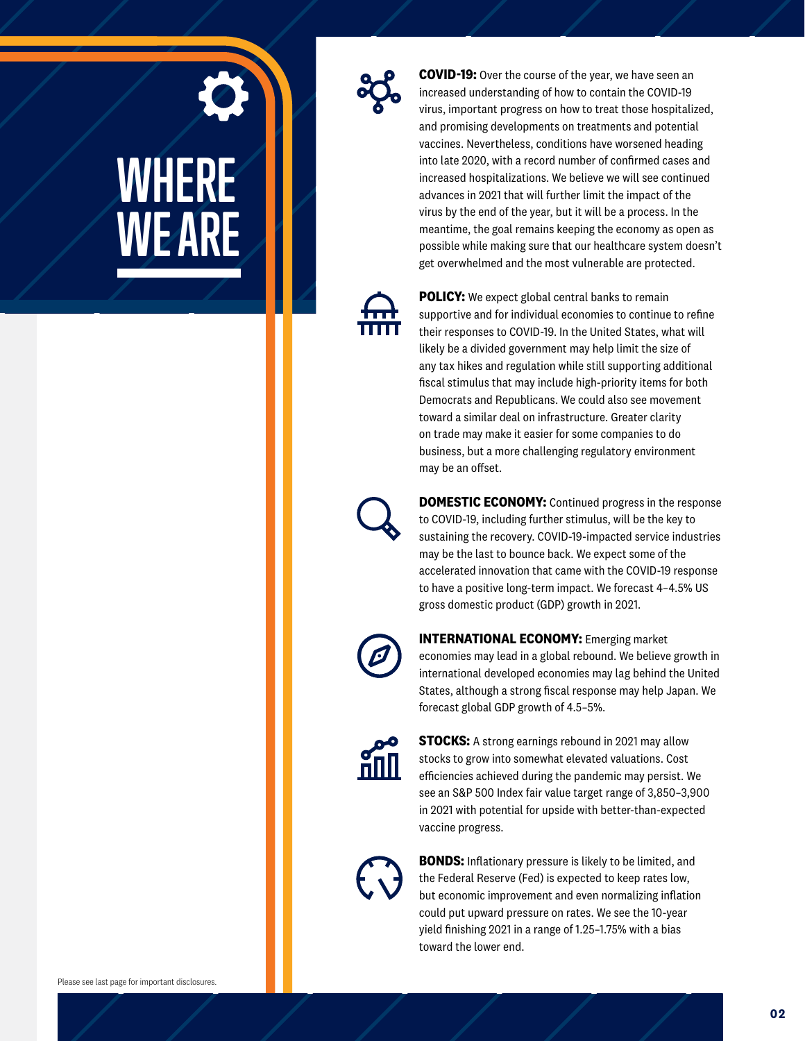# WHERE WE ARE

**COVID-19:** Over the course of the year, we have seen an increased understanding of how to contain the COVID-19 virus, important progress on how to treat those hospitalized, and promising developments on treatments and potential vaccines. Nevertheless, conditions have worsened heading into late 2020, with a record number of confirmed cases and increased hospitalizations. We believe we will see continued advances in 2021 that will further limit the impact of the virus by the end of the year, but it will be a process. In the meantime, the goal remains keeping the economy as open as possible while making sure that our healthcare system doesn't get overwhelmed and the most vulnerable are protected.

**POLICY:** We expect global central banks to remain supportive and for individual economies to continue to refine their responses to COVID-19. In the United States, what will likely be a divided government may help limit the size of any tax hikes and regulation while still supporting additional fiscal stimulus that may include high-priority items for both Democrats and Republicans. We could also see movement toward a similar deal on infrastructure. Greater clarity on trade may make it easier for some companies to do business, but a more challenging regulatory environment may be an offset.

**DOMESTIC ECONOMY:** Continued progress in the response to COVID-19, including further stimulus, will be the key to sustaining the recovery. COVID-19-impacted service industries may be the last to bounce back. We expect some of the accelerated innovation that came with the COVID-19 response to have a positive long-term impact. We forecast 4–4.5% US gross domestic product (GDP) growth in 2021.

**INTERNATIONAL ECONOMY:** Emerging market economies may lead in a global rebound. We believe growth in international developed economies may lag behind the United States, although a strong fiscal response may help Japan. We forecast global GDP growth of 4.5–5%.

**STOCKS:** A strong earnings rebound in 2021 may allow stocks to grow into somewhat elevated valuations. Cost efficiencies achieved during the pandemic may persist. We see an S&P 500 Index fair value target range of 3,850–3,900 in 2021 with potential for upside with better-than-expected vaccine progress.

**BONDS:** Inflationary pressure is likely to be limited, and the Federal Reserve (Fed) is expected to keep rates low, but economic improvement and even normalizing inflation could put upward pressure on rates. We see the 10-year yield finishing 2021 in a range of 1.25–1.75% with a bias toward the lower end.

Please see last page for important disclosures.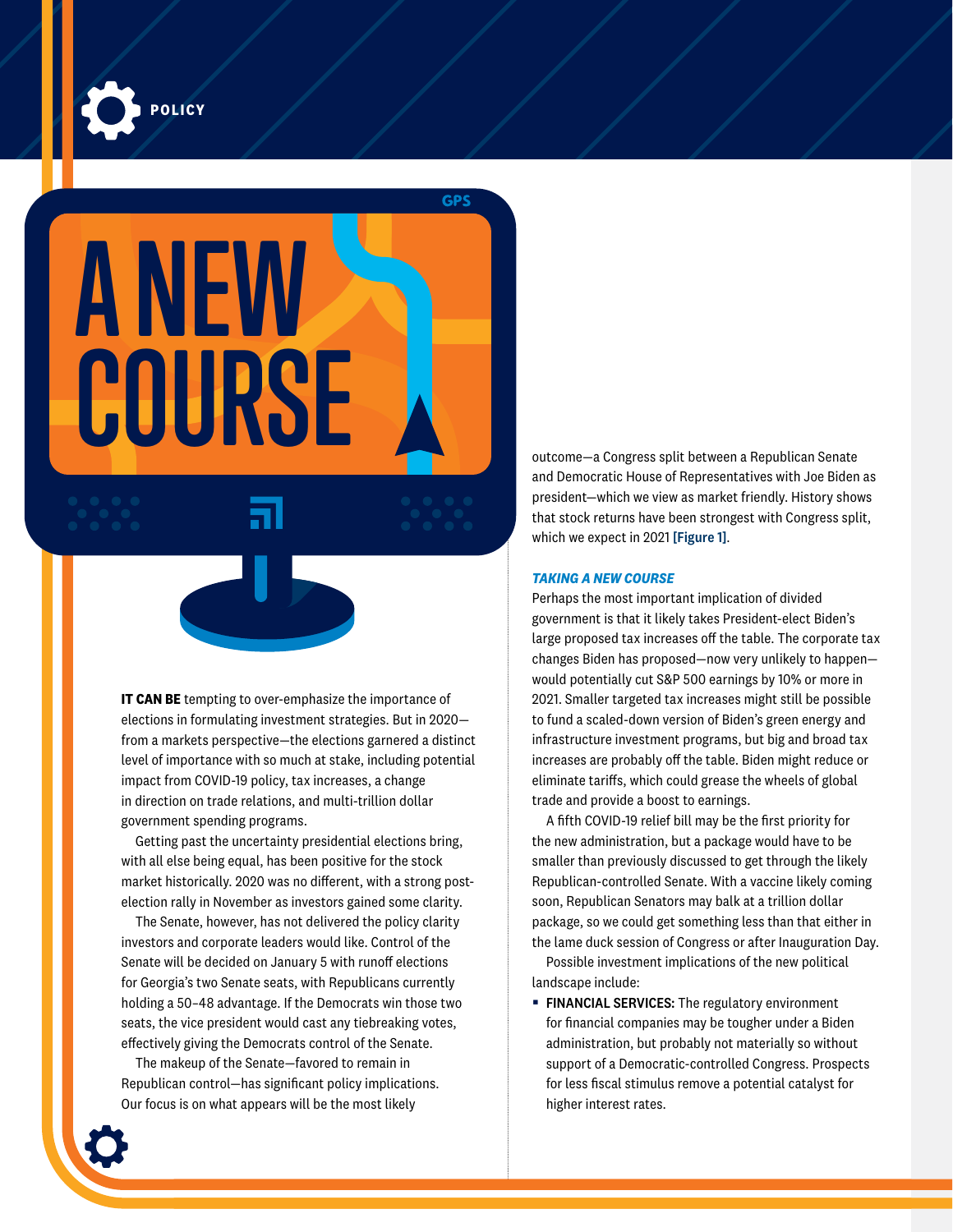POLICY

# A NEW COURSE

**IT CAN BE** tempting to over-emphasize the importance of elections in formulating investment strategies. But in 2020—from a markets perspective—the elections garnered a distinct level of importance with so much at stake, including potential impact from COVID-19 policy, tax increases, a change in direction on trade relations, and multi-trillion dollar government spending programs.

Getting past the uncertainty presidential elections bring, with all else being equal, has been positive for the stock market historically. 2020 was no different, with a strong post-election rally in November as investors gained some clarity.

The Senate, however, has not delivered the policy clarity investors and corporate leaders would like. Control of the Senate will be decided on January 5 with runoff elections for Georgia's two Senate seats, with Republicans currently holding a 50–48 advantage. If the Democrats win those two seats, the vice president would cast any tiebreaking votes, effectively giving the Democrats control of the Senate.

The makeup of the Senate—favored to remain in Republican control—has significant policy implications. Our focus is on what appears will be the most likely outcome—a Congress split between a Republican Senate and Democratic House of Representatives with Joe Biden as president—which we view as market friendly. History shows that stock returns have been strongest with Congress split, which we expect in 2021 **[Figure 1]**.

### *TAKING A NEW COURSE*

Perhaps the most important implication of divided government is that it likely takes President-elect Biden's large proposed tax increases off the table. The corporate tax changes Biden has proposed—now very unlikely to happen—would potentially cut S&P 500 earnings by 10% or more in 2021. Smaller targeted tax increases might still be possible to fund a scaled-down version of Biden's green energy and infrastructure investment programs, but big and broad tax increases are probably off the table. Biden might reduce or eliminate tariffs, which could grease the wheels of global trade and provide a boost to earnings.

A fifth COVID-19 relief bill may be the first priority for the new administration, but a package would have to be smaller than previously discussed to get through the likely Republican-controlled Senate. With a vaccine likely coming soon, Republican Senators may balk at a trillion dollar package, so we could get something less than that either in the lame duck session of Congress or after Inauguration Day.

Possible investment implications of the new political landscape include:

- **FINANCIAL SERVICES:** The regulatory environment for financial companies may be tougher under a Biden administration, but probably not materially so without support of a Democratic-controlled Congress. Prospects for less fiscal stimulus remove a potential catalyst for higher interest rates.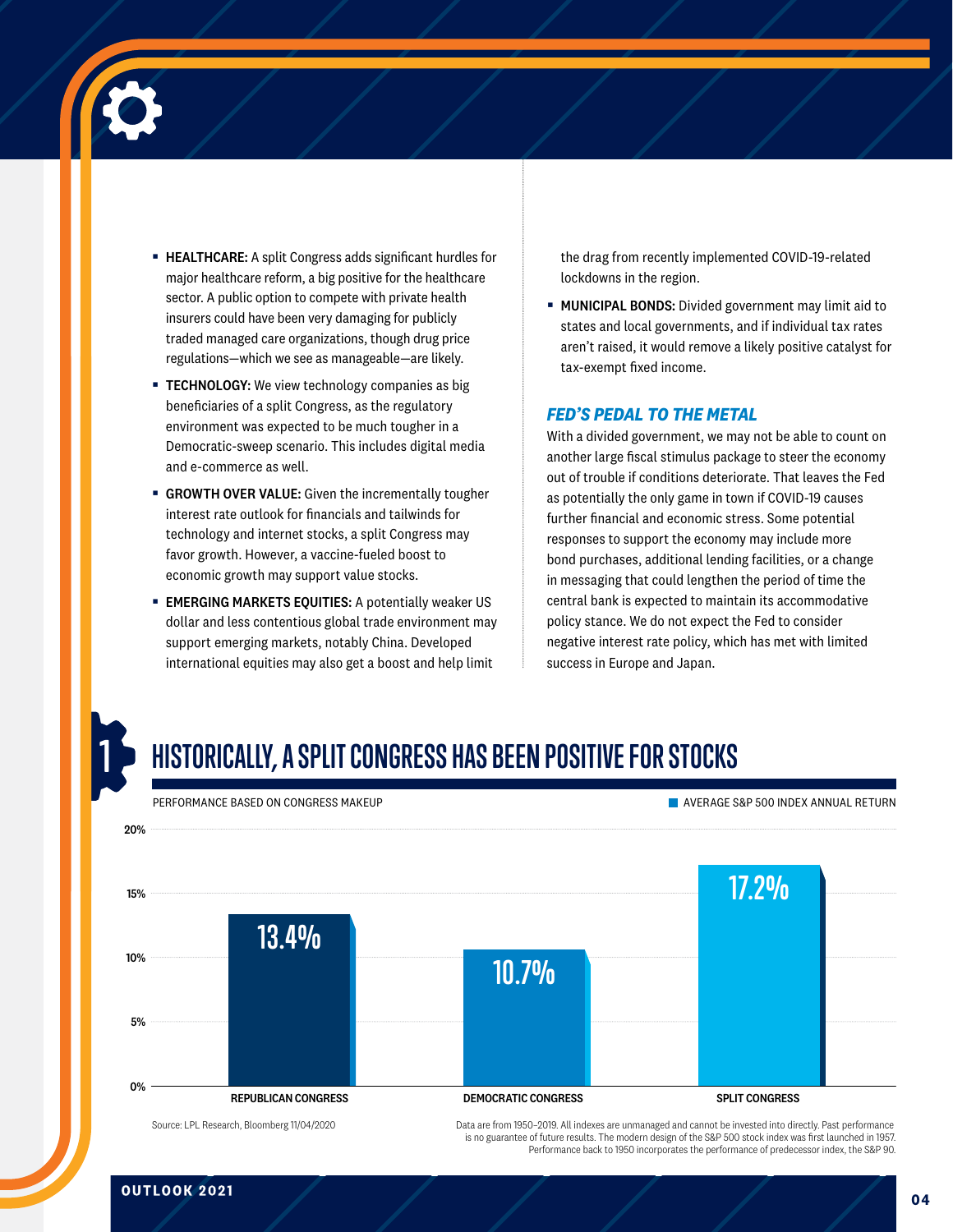- **HEALTHCARE:** A split Congress adds significant hurdles for major healthcare reform, a big positive for the healthcare sector. A public option to compete with private health insurers could have been very damaging for publicly traded managed care organizations, though drug price regulations—which we see as manageable—are likely.
- **TECHNOLOGY:** We view technology companies as big beneficiaries of a split Congress, as the regulatory environment was expected to be much tougher in a Democratic-sweep scenario. This includes digital media and e-commerce as well.
- **GROWTH OVER VALUE:** Given the incrementally tougher interest rate outlook for financials and tailwinds for technology and internet stocks, a split Congress may favor growth. However, a vaccine-fueled boost to economic growth may support value stocks.
- **EMERGING MARKETS EQUITIES:** A potentially weaker US dollar and less contentious global trade environment may support emerging markets, notably China. Developed international equities may also get a boost and help limit the drag from recently implemented COVID-19-related lockdowns in the region.
- **MUNICIPAL BONDS:** Divided government may limit aid to states and local governments, and if individual tax rates aren't raised, it would remove a likely positive catalyst for tax-exempt fixed income.

### *FED'S PEDAL TO THE METAL*

With a divided government, we may not be able to count on another large fiscal stimulus package to steer the economy out of trouble if conditions deteriorate. That leaves the Fed as potentially the only game in town if COVID-19 causes further financial and economic stress. Some potential responses to support the economy may include more bond purchases, additional lending facilities, or a change in messaging that could lengthen the period of time the central bank is expected to maintain its accommodative policy stance. We do not expect the Fed to consider negative interest rate policy, which has met with limited success in Europe and Japan.

## 1 HISTORICALLY, A SPLIT CONGRESS HAS BEEN POSITIVE FOR STOCKS

PERFORMANCE BASED ON CONGRESS MAKEUP

| Congress Makeup | Average S&P 500 Index Annual Return |
|---|---|
| Republican Congress | 13.4% |
| Democratic Congress | 10.7% |
| Split Congress | 17.2% |

Source: LPL Research, Bloomberg 11/04/2020

Data are from 1950–2019. All indexes are unmanaged and cannot be invested into directly. Past performance is no guarantee of future results. The modern design of the S&P 500 stock index was first launched in 1957. Performance back to 1950 incorporates the performance of predecessor index, the S&P 90.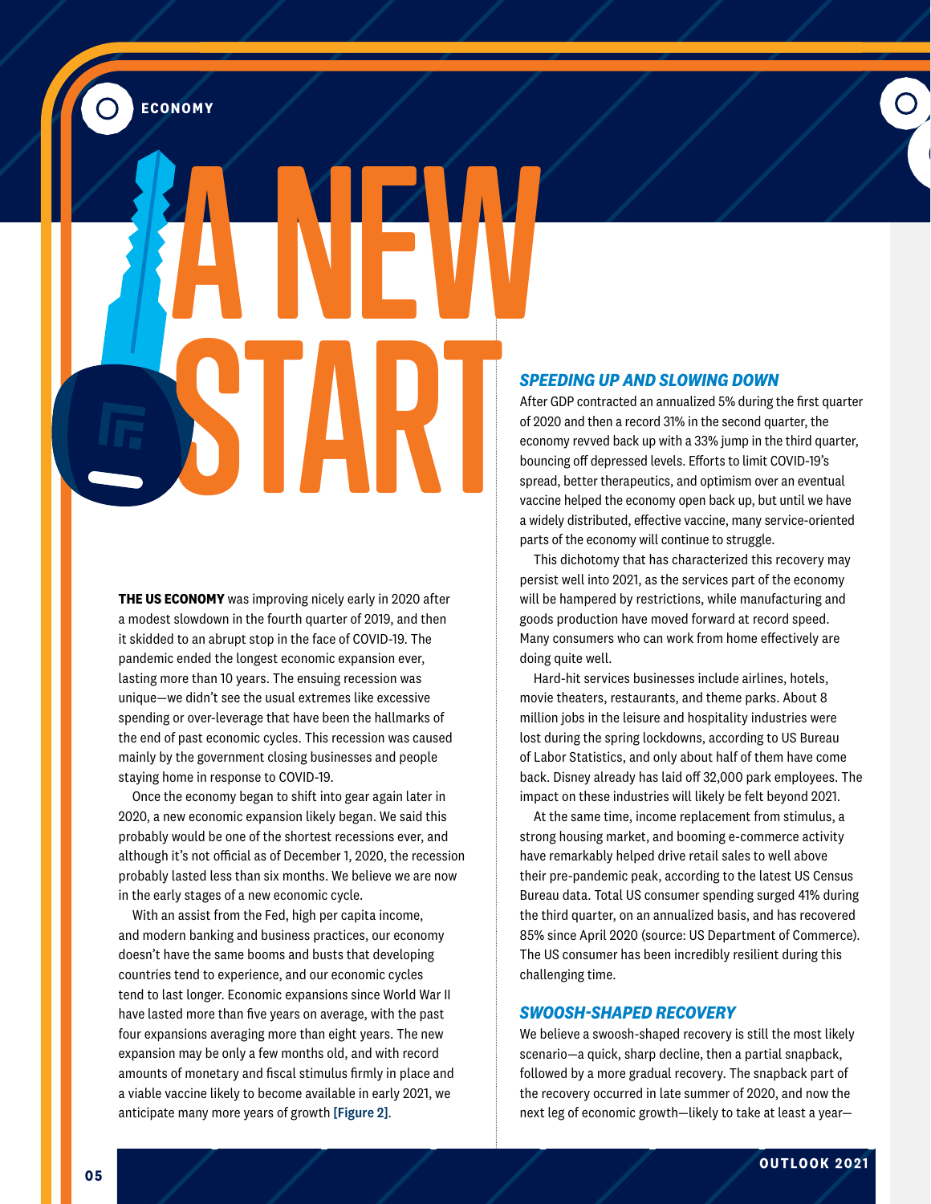ECONOMY

# A NEW START

**THE US ECONOMY** was improving nicely early in 2020 after a modest slowdown in the fourth quarter of 2019, and then it skidded to an abrupt stop in the face of COVID-19. The pandemic ended the longest economic expansion ever, lasting more than 10 years. The ensuing recession was unique—we didn't see the usual extremes like excessive spending or over-leverage that have been the hallmarks of the end of past economic cycles. This recession was caused mainly by the government closing businesses and people staying home in response to COVID-19.

Once the economy began to shift into gear again later in 2020, a new economic expansion likely began. We said this probably would be one of the shortest recessions ever, and although it's not official as of December 1, 2020, the recession probably lasted less than six months. We believe we are now in the early stages of a new economic cycle.

With an assist from the Fed, high per capita income, and modern banking and business practices, our economy doesn't have the same booms and busts that developing countries tend to experience, and our economic cycles tend to last longer. Economic expansions since World War II have lasted more than five years on average, with the past four expansions averaging more than eight years. The new expansion may be only a few months old, and with record amounts of monetary and fiscal stimulus firmly in place and a viable vaccine likely to become available in early 2021, we anticipate many more years of growth [Figure 2].

### *SPEEDING UP AND SLOWING DOWN*

After GDP contracted an annualized 5% during the first quarter of 2020 and then a record 31% in the second quarter, the economy revved back up with a 33% jump in the third quarter, bouncing off depressed levels. Efforts to limit COVID-19's spread, better therapeutics, and optimism over an eventual vaccine helped the economy open back up, but until we have a widely distributed, effective vaccine, many service-oriented parts of the economy will continue to struggle.

This dichotomy that has characterized this recovery may persist well into 2021, as the services part of the economy will be hampered by restrictions, while manufacturing and goods production have moved forward at record speed. Many consumers who can work from home effectively are doing quite well.

Hard-hit services businesses include airlines, hotels, movie theaters, restaurants, and theme parks. About 8 million jobs in the leisure and hospitality industries were lost during the spring lockdowns, according to US Bureau of Labor Statistics, and only about half of them have come back. Disney already has laid off 32,000 park employees. The impact on these industries will likely be felt beyond 2021.

At the same time, income replacement from stimulus, a strong housing market, and booming e-commerce activity have remarkably helped drive retail sales to well above their pre-pandemic peak, according to the latest US Census Bureau data. Total US consumer spending surged 41% during the third quarter, on an annualized basis, and has recovered 85% since April 2020 (source: US Department of Commerce). The US consumer has been incredibly resilient during this challenging time.

### *SWOOSH-SHAPED RECOVERY*

We believe a swoosh-shaped recovery is still the most likely scenario—a quick, sharp decline, then a partial snapback, followed by a more gradual recovery. The snapback part of the recovery occurred in late summer of 2020, and now the next leg of economic growth—likely to take at least a year—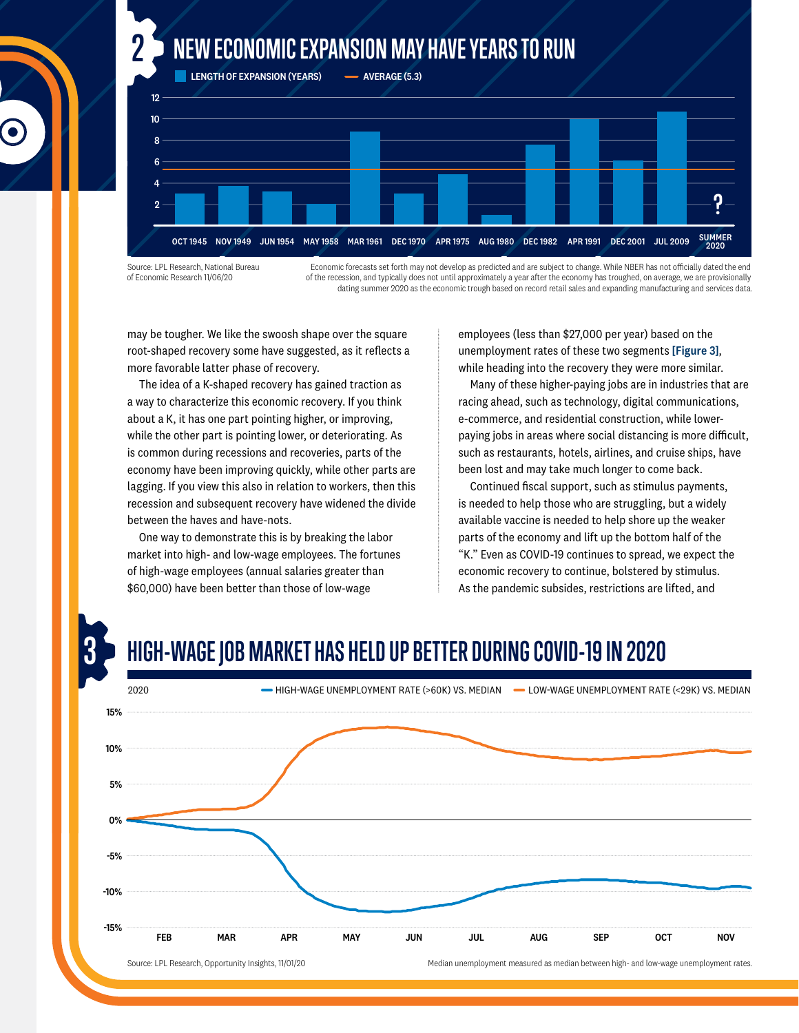## 2 NEW ECONOMIC EXPANSION MAY HAVE YEARS TO RUN

LENGTH OF EXPANSION (YEARS) — AVERAGE (5.3)

| Expansion start | Length (years) |
|---|---|
| OCT 1945 | ~3 |
| NOV 1949 | ~3.7 |
| JUN 1954 | ~3.2 |
| MAY 1958 | ~2 |
| MAR 1961 | ~8.8 |
| DEC 1970 | ~3 |
| APR 1975 | ~4.8 |
| AUG 1980 | ~1 |
| DEC 1982 | ~7.6 |
| APR 1991 | ~10 |
| DEC 2001 | ~6.1 |
| JUL 2009 | ~10.7 |
| SUMMER 2020 | ? |

Source: LPL Research, National Bureau of Economic Research 11/06/20

Economic forecasts set forth may not develop as predicted and are subject to change. While NBER has not officially dated the end of the recession, and typically does not until approximately a year after the economy has troughed, on average, we are provisionally dating summer 2020 as the economic trough based on record retail sales and expanding manufacturing and services data.

may be tougher. We like the swoosh shape over the square root-shaped recovery some have suggested, as it reflects a more favorable latter phase of recovery.

The idea of a K-shaped recovery has gained traction as a way to characterize this economic recovery. If you think about a K, it has one part pointing higher, or improving, while the other part is pointing lower, or deteriorating. As is common during recessions and recoveries, parts of the economy have been improving quickly, while other parts are lagging. If you view this also in relation to workers, then this recession and subsequent recovery have widened the divide between the haves and have-nots.

One way to demonstrate this is by breaking the labor market into high- and low-wage employees. The fortunes of high-wage employees (annual salaries greater than $60,000) have been better than those of low-wage employees (less than $27,000 per year) based on the unemployment rates of these two segments [Figure 3], while heading into the recovery they were more similar.

Many of these higher-paying jobs are in industries that are racing ahead, such as technology, digital communications, e-commerce, and residential construction, while lower-paying jobs in areas where social distancing is more difficult, such as restaurants, hotels, airlines, and cruise ships, have been lost and may take much longer to come back.

Continued fiscal support, such as stimulus payments, is needed to help those who are struggling, but a widely available vaccine is needed to help shore up the weaker parts of the economy and lift up the bottom half of the "K." Even as COVID-19 continues to spread, we expect the economic recovery to continue, bolstered by stimulus. As the pandemic subsides, restrictions are lifted, and

## 3 HIGH-WAGE JOB MARKET HAS HELD UP BETTER DURING COVID-19 IN 2020

2020 — HIGH-WAGE UNEMPLOYMENT RATE (>60K) VS. MEDIAN — LOW-WAGE UNEMPLOYMENT RATE (<29K) VS. MEDIAN

Y-axis: -15% to 15%; X-axis: FEB, MAR, APR, MAY, JUN, JUL, AUG, SEP, OCT, NOV

Source: LPL Research, Opportunity Insights, 11/01/20

Median unemployment measured as median between high- and low-wage unemployment rates.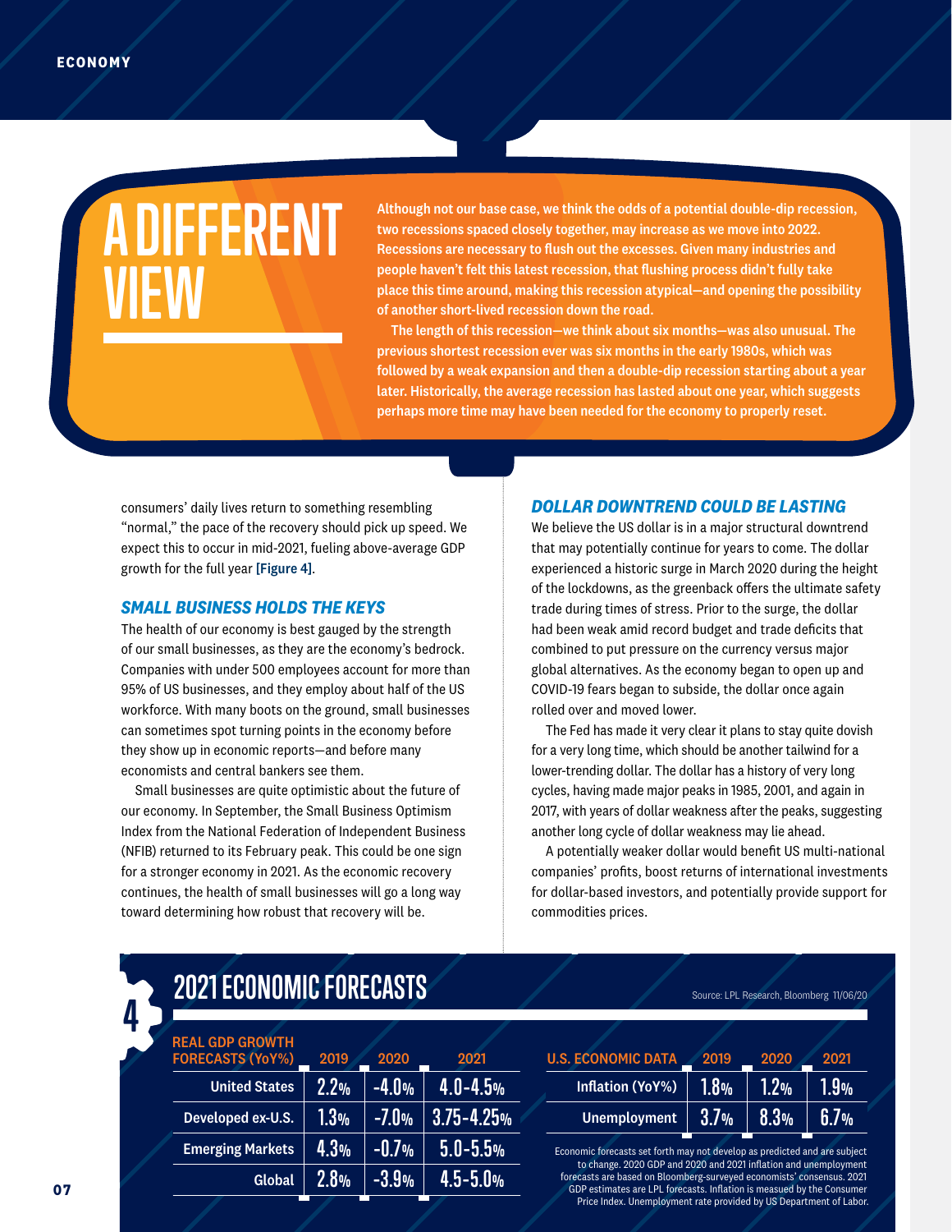# A DIFFERENT VIEW

**Although not our base case, we think the odds of a potential double-dip recession, two recessions spaced closely together, may increase as we move into 2022. Recessions are necessary to flush out the excesses. Given many industries and people haven't felt this latest recession, that flushing process didn't fully take place this time around, making this recession atypical—and opening the possibility of another short-lived recession down the road.**

**The length of this recession—we think about six months—was also unusual. The previous shortest recession ever was six months in the early 1980s, which was followed by a weak expansion and then a double-dip recession starting about a year later. Historically, the average recession has lasted about one year, which suggests perhaps more time may have been needed for the economy to properly reset.**

consumers' daily lives return to something resembling "normal," the pace of the recovery should pick up speed. We expect this to occur in mid-2021, fueling above-average GDP growth for the full year **[Figure 4]**.

### SMALL BUSINESS HOLDS THE KEYS

The health of our economy is best gauged by the strength of our small businesses, as they are the economy's bedrock. Companies with under 500 employees account for more than 95% of US businesses, and they employ about half of the US workforce. With many boots on the ground, small businesses can sometimes spot turning points in the economy before they show up in economic reports—and before many economists and central bankers see them.

Small businesses are quite optimistic about the future of our economy. In September, the Small Business Optimism Index from the National Federation of Independent Business (NFIB) returned to its February peak. This could be one sign for a stronger economy in 2021. As the economic recovery continues, the health of small businesses will go a long way toward determining how robust that recovery will be.

### DOLLAR DOWNTREND COULD BE LASTING

We believe the US dollar is in a major structural downtrend that may potentially continue for years to come. The dollar experienced a historic surge in March 2020 during the height of the lockdowns, as the greenback offers the ultimate safety trade during times of stress. Prior to the surge, the dollar had been weak amid record budget and trade deficits that combined to put pressure on the currency versus major global alternatives. As the economy began to open up and COVID-19 fears began to subside, the dollar once again rolled over and moved lower.

The Fed has made it very clear it plans to stay quite dovish for a very long time, which should be another tailwind for a lower-trending dollar. The dollar has a history of very long cycles, having made major peaks in 1985, 2001, and again in 2017, with years of dollar weakness after the peaks, suggesting another long cycle of dollar weakness may lie ahead.

A potentially weaker dollar would benefit US multi-national companies' profits, boost returns of international investments for dollar-based investors, and potentially provide support for commodities prices.

## 4 2021 ECONOMIC FORECASTS

Source: LPL Research, Bloomberg 11/06/20

| REAL GDP GROWTH FORECASTS (YoY%) | 2019 | 2020 | 2021 |
|---|---|---|---|
| United States | 2.2% | -4.0% | 4.0-4.5% |
| Developed ex-U.S. | 1.3% | -7.0% | 3.75-4.25% |
| Emerging Markets | 4.3% | -0.7% | 5.0-5.5% |
| Global | 2.8% | -3.9% | 4.5-5.0% |

| U.S. ECONOMIC DATA | 2019 | 2020 | 2021 |
|---|---|---|---|
| Inflation (YoY%) | 1.8% | 1.2% | 1.9% |
| Unemployment | 3.7% | 8.3% | 6.7% |

Economic forecasts set forth may not develop as predicted and are subject to change. 2020 GDP and 2020 and 2021 inflation and unemployment forecasts are based on Bloomberg-surveyed economists' consensus. 2021 GDP estimates are LPL forecasts. Inflation is measured by the Consumer Price Index. Unemployment rate provided by US Department of Labor.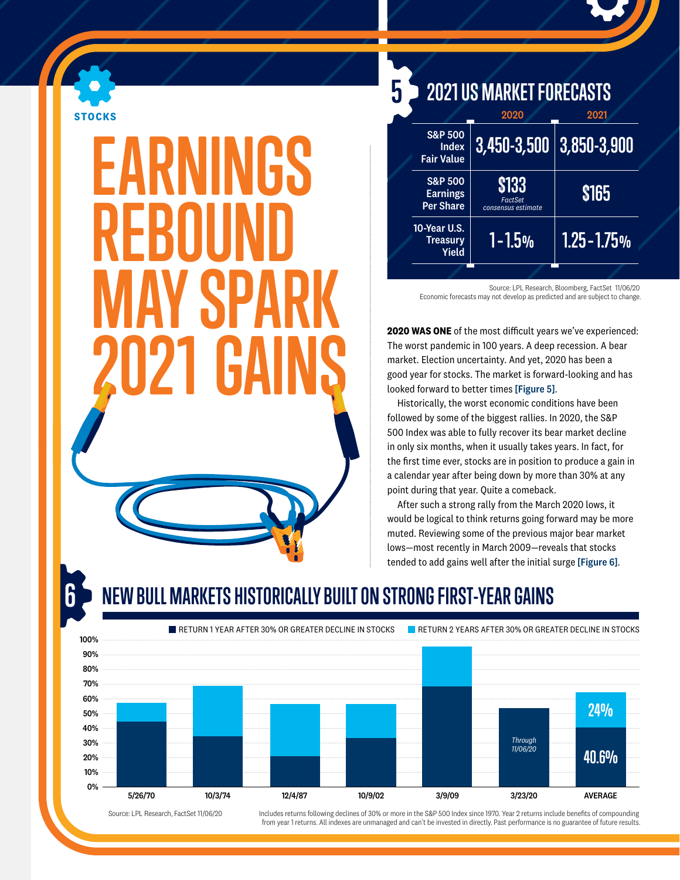STOCKS

# EARNINGS REBOUND MAY SPARK 2021 GAINS

## 5 2021 US MARKET FORECASTS

| | 2020 | 2021 |
|---|---|---|
| S&P 500 Index Fair Value | 3,450-3,500 | 3,850-3,900 |
| S&P 500 Earnings Per Share | $133 *FactSet consensus estimate* | $165 |
| 10-Year U.S. Treasury Yield | 1-1.5% | 1.25-1.75% |

Source: LPL Research, Bloomberg, FactSet 11/06/20
Economic forecasts may not develop as predicted and are subject to change.

**2020 WAS ONE** of the most difficult years we've experienced: The worst pandemic in 100 years. A deep recession. A bear market. Election uncertainty. And yet, 2020 has been a good year for stocks. The market is forward-looking and has looked forward to better times [Figure 5].

Historically, the worst economic conditions have been followed by some of the biggest rallies. In 2020, the S&P 500 Index was able to fully recover its bear market decline in only six months, when it usually takes years. In fact, for the first time ever, stocks are in position to produce a gain in a calendar year after being down by more than 30% at any point during that year. Quite a comeback.

After such a strong rally from the March 2020 lows, it would be logical to think returns going forward may be more muted. Reviewing some of the previous major bear market lows—most recently in March 2009—reveals that stocks tended to add gains well after the initial surge [Figure 6].

## 6 NEW BULL MARKETS HISTORICALLY BUILT ON STRONG FIRST-YEAR GAINS

■ RETURN 1 YEAR AFTER 30% OR GREATER DECLINE IN STOCKS ■ RETURN 2 YEARS AFTER 30% OR GREATER DECLINE IN STOCKS

Y-axis: 0%–100%. Categories: 5/26/70, 10/3/74, 12/4/87, 10/9/02, 3/9/09, 3/23/20 (Through 11/06/20), AVERAGE (1 year: 40.6%, 2 years: 24%)

Source: LPL Research, FactSet 11/06/20

Includes returns following declines of 30% or more in the S&P 500 Index since 1970. Year 2 returns include benefits of compounding from year 1 returns. All indexes are unmanaged and can't be invested in directly. Past performance is no guarantee of future results.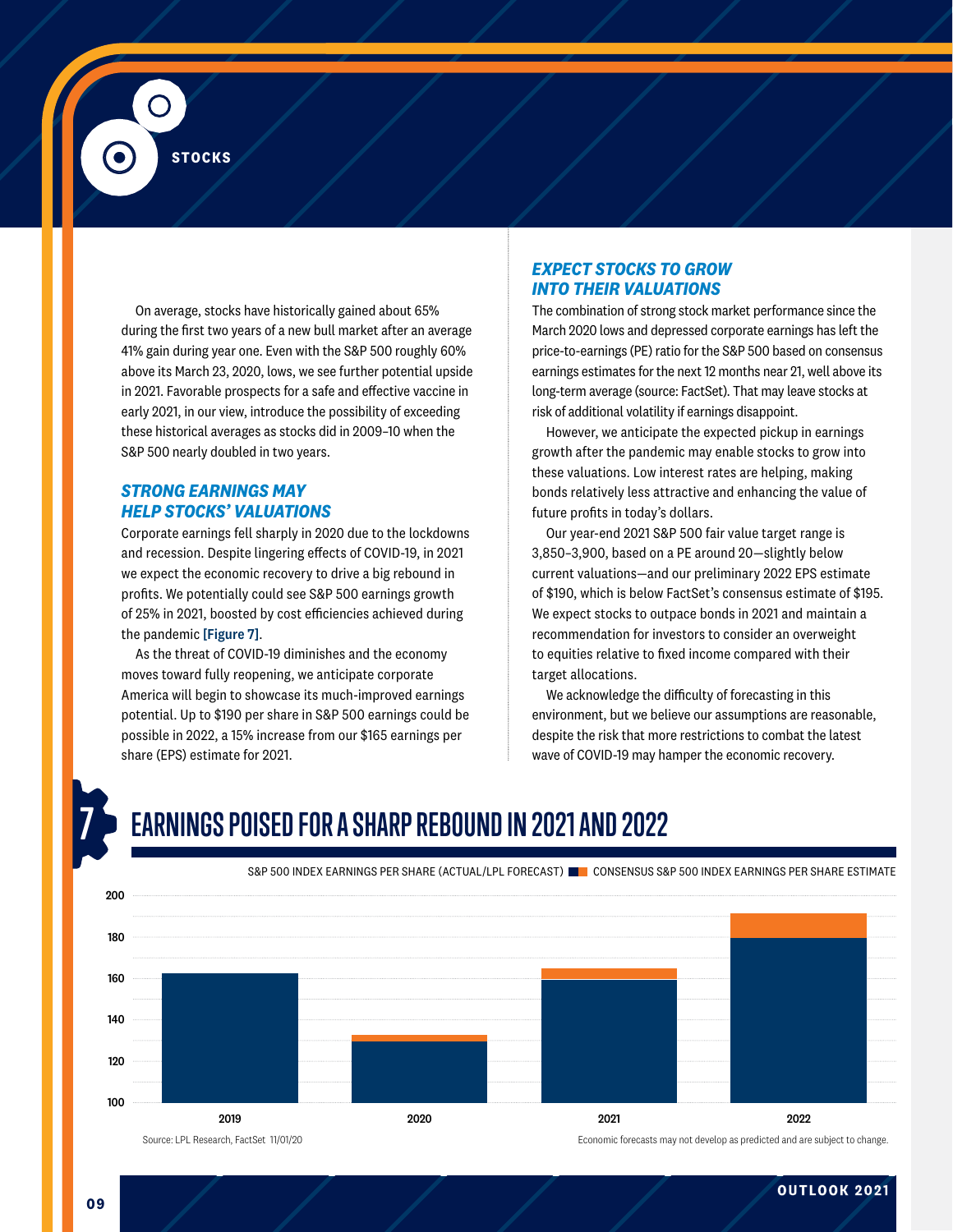## STOCKS

On average, stocks have historically gained about 65% during the first two years of a new bull market after an average 41% gain during year one. Even with the S&P 500 roughly 60% above its March 23, 2020, lows, we see further potential upside in 2021. Favorable prospects for a safe and effective vaccine in early 2021, in our view, introduce the possibility of exceeding these historical averages as stocks did in 2009–10 when the S&P 500 nearly doubled in two years.

### *STRONG EARNINGS MAY HELP STOCKS' VALUATIONS*

Corporate earnings fell sharply in 2020 due to the lockdowns and recession. Despite lingering effects of COVID-19, in 2021 we expect the economic recovery to drive a big rebound in profits. We potentially could see S&P 500 earnings growth of 25% in 2021, boosted by cost efficiencies achieved during the pandemic **[Figure 7]**.

As the threat of COVID-19 diminishes and the economy moves toward fully reopening, we anticipate corporate America will begin to showcase its much-improved earnings potential. Up to $190 per share in S&P 500 earnings could be possible in 2022, a 15% increase from our $165 earnings per share (EPS) estimate for 2021.

### *EXPECT STOCKS TO GROW INTO THEIR VALUATIONS*

The combination of strong stock market performance since the March 2020 lows and depressed corporate earnings has left the price-to-earnings (PE) ratio for the S&P 500 based on consensus earnings estimates for the next 12 months near 21, well above its long-term average (source: FactSet). That may leave stocks at risk of additional volatility if earnings disappoint.

However, we anticipate the expected pickup in earnings growth after the pandemic may enable stocks to grow into these valuations. Low interest rates are helping, making bonds relatively less attractive and enhancing the value of future profits in today's dollars.

Our year-end 2021 S&P 500 fair value target range is 3,850–3,900, based on a PE around 20—slightly below current valuations—and our preliminary 2022 EPS estimate of $190, which is below FactSet's consensus estimate of $195. We expect stocks to outpace bonds in 2021 and maintain a recommendation for investors to consider an overweight to equities relative to fixed income compared with their target allocations.

We acknowledge the difficulty of forecasting in this environment, but we believe our assumptions are reasonable, despite the risk that more restrictions to combat the latest wave of COVID-19 may hamper the economic recovery.

## 7 EARNINGS POISED FOR A SHARP REBOUND IN 2021 AND 2022

S&P 500 INDEX EARNINGS PER SHARE (ACTUAL/LPL FORECAST) / CONSENSUS S&P 500 INDEX EARNINGS PER SHARE ESTIMATE

| Year | S&P 500 EPS (Actual/LPL Forecast) | Consensus EPS Estimate |
|---|---|---|
| 2019 | ~163 | |
| 2020 | ~130 | ~133 |
| 2021 | ~159 | ~165 |
| 2022 | ~180 | ~192 |

Source: LPL Research, FactSet 11/01/20

Economic forecasts may not develop as predicted and are subject to change.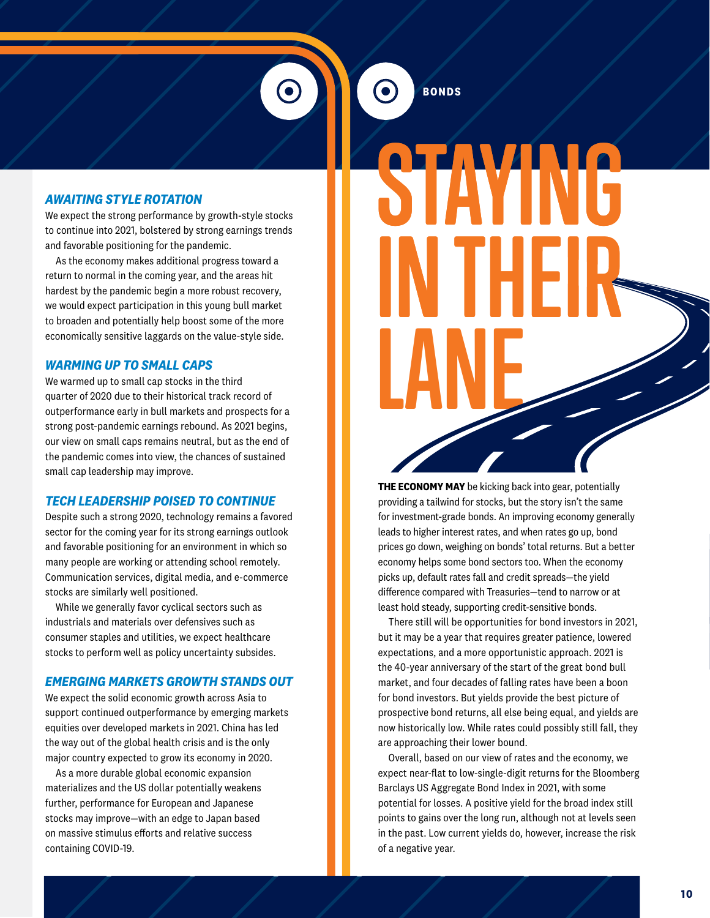### AWAITING STYLE ROTATION

We expect the strong performance by growth-style stocks to continue into 2021, bolstered by strong earnings trends and favorable positioning for the pandemic.

As the economy makes additional progress toward a return to normal in the coming year, and the areas hit hardest by the pandemic begin a more robust recovery, we would expect participation in this young bull market to broaden and potentially help boost some of the more economically sensitive laggards on the value-style side.

### WARMING UP TO SMALL CAPS

We warmed up to small cap stocks in the third quarter of 2020 due to their historical track record of outperformance early in bull markets and prospects for a strong post-pandemic earnings rebound. As 2021 begins, our view on small caps remains neutral, but as the end of the pandemic comes into view, the chances of sustained small cap leadership may improve.

### TECH LEADERSHIP POISED TO CONTINUE

Despite such a strong 2020, technology remains a favored sector for the coming year for its strong earnings outlook and favorable positioning for an environment in which so many people are working or attending school remotely. Communication services, digital media, and e-commerce stocks are similarly well positioned.

While we generally favor cyclical sectors such as industrials and materials over defensives such as consumer staples and utilities, we expect healthcare stocks to perform well as policy uncertainty subsides.

### EMERGING MARKETS GROWTH STANDS OUT

We expect the solid economic growth across Asia to support continued outperformance by emerging markets equities over developed markets in 2021. China has led the way out of the global health crisis and is the only major country expected to grow its economy in 2020.

As a more durable global economic expansion materializes and the US dollar potentially weakens further, performance for European and Japanese stocks may improve—with an edge to Japan based on massive stimulus efforts and relative success containing COVID-19.

BONDS

# STAYING IN THEIR LANE

**THE ECONOMY MAY** be kicking back into gear, potentially providing a tailwind for stocks, but the story isn't the same for investment-grade bonds. An improving economy generally leads to higher interest rates, and when rates go up, bond prices go down, weighing on bonds' total returns. But a better economy helps some bond sectors too. When the economy picks up, default rates fall and credit spreads—the yield difference compared with Treasuries—tend to narrow or at least hold steady, supporting credit-sensitive bonds.

There still will be opportunities for bond investors in 2021, but it may be a year that requires greater patience, lowered expectations, and a more opportunistic approach. 2021 is the 40-year anniversary of the start of the great bond bull market, and four decades of falling rates have been a boon for bond investors. But yields provide the best picture of prospective bond returns, all else being equal, and yields are now historically low. While rates could possibly still fall, they are approaching their lower bound.

Overall, based on our view of rates and the economy, we expect near-flat to low-single-digit returns for the Bloomberg Barclays US Aggregate Bond Index in 2021, with some potential for losses. A positive yield for the broad index still points to gains over the long run, although not at levels seen in the past. Low current yields do, however, increase the risk of a negative year.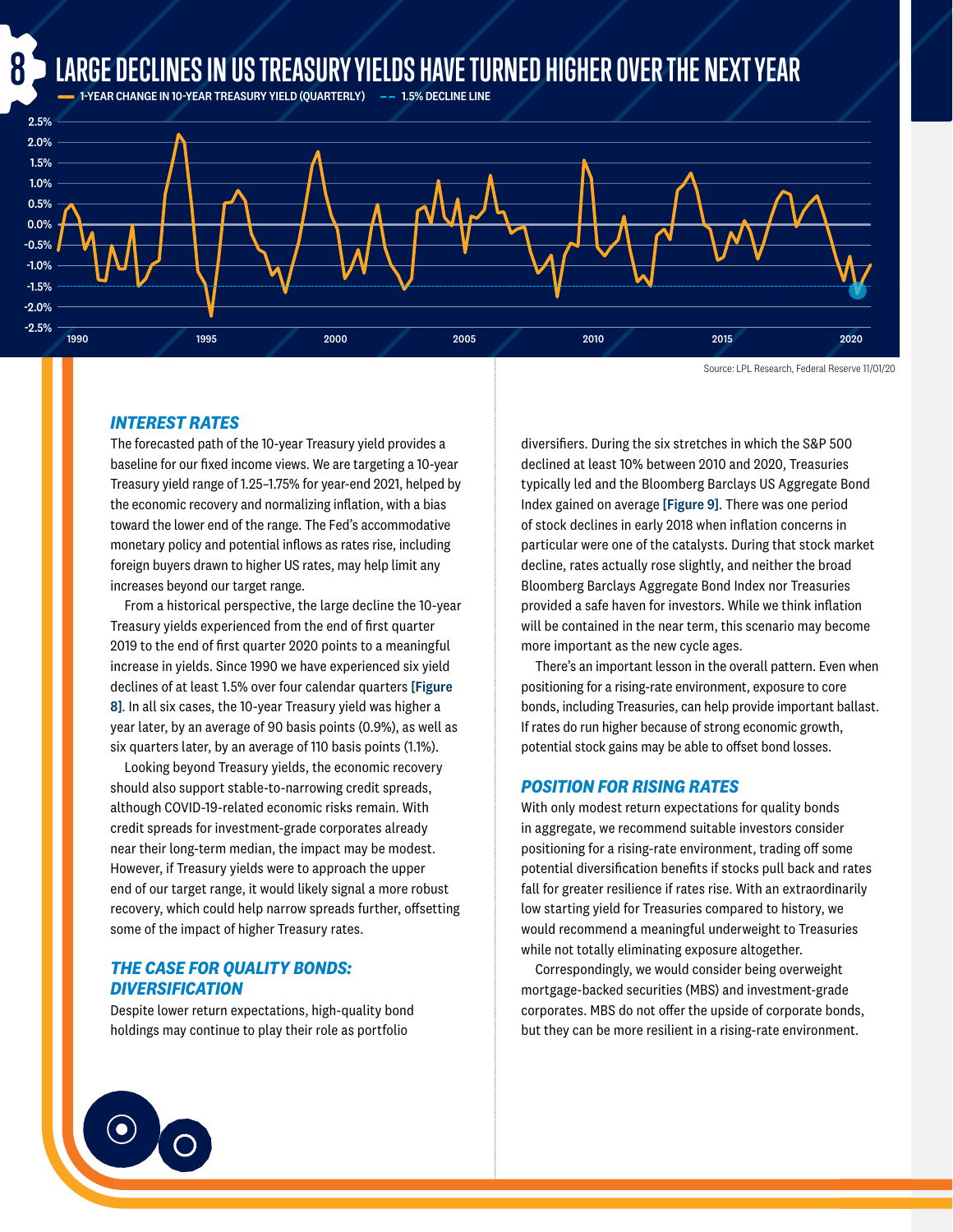## 8 LARGE DECLINES IN US TREASURY YIELDS HAVE TURNED HIGHER OVER THE NEXT YEAR

1-YEAR CHANGE IN 10-YEAR TREASURY YIELD (QUARTERLY) — 1.5% DECLINE LINE

Source: LPL Research, Federal Reserve 11/01/20

### INTEREST RATES

The forecasted path of the 10-year Treasury yield provides a baseline for our fixed income views. We are targeting a 10-year Treasury yield range of 1.25–1.75% for year-end 2021, helped by the economic recovery and normalizing inflation, with a bias toward the lower end of the range. The Fed's accommodative monetary policy and potential inflows as rates rise, including foreign buyers drawn to higher US rates, may help limit any increases beyond our target range.

From a historical perspective, the large decline the 10-year Treasury yields experienced from the end of first quarter 2019 to the end of first quarter 2020 points to a meaningful increase in yields. Since 1990 we have experienced six yield declines of at least 1.5% over four calendar quarters **[Figure 8]**. In all six cases, the 10-year Treasury yield was higher a year later, by an average of 90 basis points (0.9%), as well as six quarters later, by an average of 110 basis points (1.1%).

Looking beyond Treasury yields, the economic recovery should also support stable-to-narrowing credit spreads, although COVID-19-related economic risks remain. With credit spreads for investment-grade corporates already near their long-term median, the impact may be modest. However, if Treasury yields were to approach the upper end of our target range, it would likely signal a more robust recovery, which could help narrow spreads further, offsetting some of the impact of higher Treasury rates.

### THE CASE FOR QUALITY BONDS: DIVERSIFICATION

Despite lower return expectations, high-quality bond holdings may continue to play their role as portfolio diversifiers. During the six stretches in which the S&P 500 declined at least 10% between 2010 and 2020, Treasuries typically led and the Bloomberg Barclays US Aggregate Bond Index gained on average **[Figure 9]**. There was one period of stock declines in early 2018 when inflation concerns in particular were one of the catalysts. During that stock market decline, rates actually rose slightly, and neither the broad Bloomberg Barclays Aggregate Bond Index nor Treasuries provided a safe haven for investors. While we think inflation will be contained in the near term, this scenario may become more important as the new cycle ages.

There's an important lesson in the overall pattern. Even when positioning for a rising-rate environment, exposure to core bonds, including Treasuries, can help provide important ballast. If rates do run higher because of strong economic growth, potential stock gains may be able to offset bond losses.

### POSITION FOR RISING RATES

With only modest return expectations for quality bonds in aggregate, we recommend suitable investors consider positioning for a rising-rate environment, trading off some potential diversification benefits if stocks pull back and rates fall for greater resilience if rates rise. With an extraordinarily low starting yield for Treasuries compared to history, we would recommend a meaningful underweight to Treasuries while not totally eliminating exposure altogether.

Correspondingly, we would consider being overweight mortgage-backed securities (MBS) and investment-grade corporates. MBS do not offer the upside of corporate bonds, but they can be more resilient in a rising-rate environment.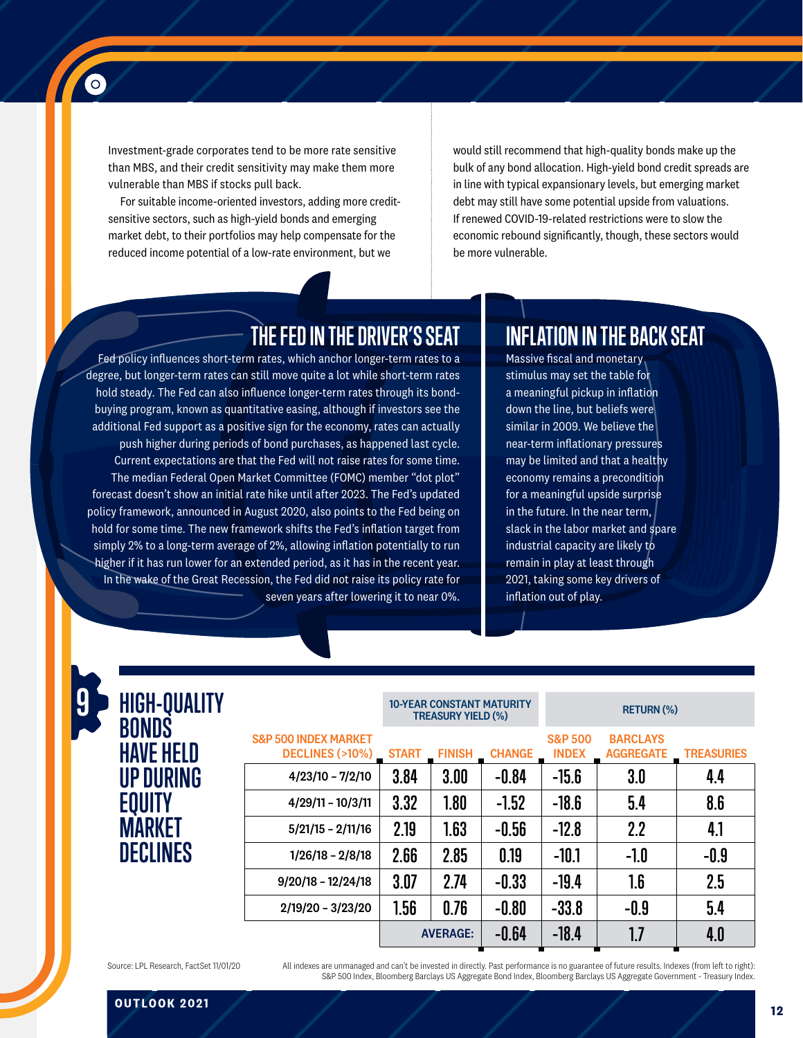Investment-grade corporates tend to be more rate sensitive than MBS, and their credit sensitivity may make them more vulnerable than MBS if stocks pull back.

For suitable income-oriented investors, adding more credit-sensitive sectors, such as high-yield bonds and emerging market debt, to their portfolios may help compensate for the reduced income potential of a low-rate environment, but we would still recommend that high-quality bonds make up the bulk of any bond allocation. High-yield bond credit spreads are in line with typical expansionary levels, but emerging market debt may still have some potential upside from valuations. If renewed COVID-19-related restrictions were to slow the economic rebound significantly, though, these sectors would be more vulnerable.

## THE FED IN THE DRIVER'S SEAT

Fed policy influences short-term rates, which anchor longer-term rates to a degree, but longer-term rates can still move quite a lot while short-term rates hold steady. The Fed can also influence longer-term rates through its bond-buying program, known as quantitative easing, although if investors see the additional Fed support as a positive sign for the economy, rates can actually push higher during periods of bond purchases, as happened last cycle. Current expectations are that the Fed will not raise rates for some time. The median Federal Open Market Committee (FOMC) member "dot plot" forecast doesn't show an initial rate hike until after 2023. The Fed's updated policy framework, announced in August 2020, also points to the Fed being on hold for some time. The new framework shifts the Fed's inflation target from simply 2% to a long-term average of 2%, allowing inflation potentially to run higher if it has run lower for an extended period, as it has in the recent year. In the wake of the Great Recession, the Fed did not raise its policy rate for seven years after lowering it to near 0%.

## INFLATION IN THE BACK SEAT

Massive fiscal and monetary stimulus may set the table for a meaningful pickup in inflation down the line, but beliefs were similar in 2009. We believe the near-term inflationary pressures may be limited and that a healthy economy remains a precondition for a meaningful upside surprise in the future. In the near term, slack in the labor market and spare industrial capacity are likely to remain in play at least through 2021, taking some key drivers of inflation out of play.

## 9 HIGH-QUALITY BONDS HAVE HELD UP DURING EQUITY MARKET DECLINES

| | 10-YEAR CONSTANT MATURITY TREASURY YIELD (%) | | | RETURN (%) | | |
|---|---|---|---|---|---|---|
| S&P 500 INDEX MARKET DECLINES (>10%) | START | FINISH | CHANGE | S&P 500 INDEX | BARCLAYS AGGREGATE | TREASURIES |
| 4/23/10 – 7/2/10 | 3.84 | 3.00 | -0.84 | -15.6 | 3.0 | 4.4 |
| 4/29/11 – 10/3/11 | 3.32 | 1.80 | -1.52 | -18.6 | 5.4 | 8.6 |
| 5/21/15 – 2/11/16 | 2.19 | 1.63 | -0.56 | -12.8 | 2.2 | 4.1 |
| 1/26/18 – 2/8/18 | 2.66 | 2.85 | 0.19 | -10.1 | -1.0 | -0.9 |
| 9/20/18 – 12/24/18 | 3.07 | 2.74 | -0.33 | -19.4 | 1.6 | 2.5 |
| 2/19/20 – 3/23/20 | 1.56 | 0.76 | -0.80 | -33.8 | -0.9 | 5.4 |
| | | AVERAGE: | -0.64 | -18.4 | 1.7 | 4.0 |

Source: LPL Research, FactSet 11/01/20

All indexes are unmanaged and can't be invested in directly. Past performance is no guarantee of future results. Indexes (from left to right): S&P 500 Index, Bloomberg Barclays US Aggregate Bond Index, Bloomberg Barclays US Aggregate Government - Treasury Index.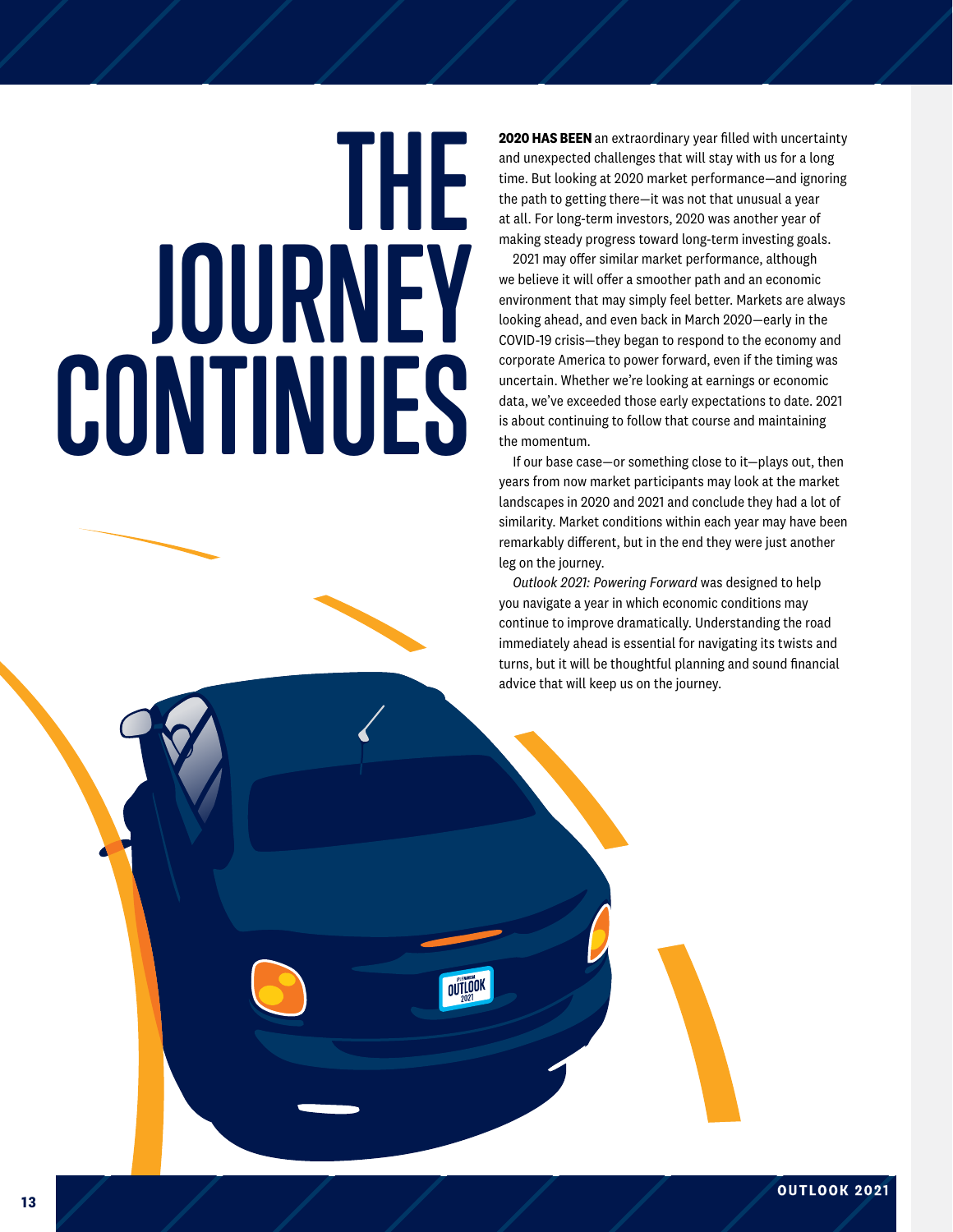# THE JOURNEY CONTINUES

**2020 HAS BEEN** an extraordinary year filled with uncertainty and unexpected challenges that will stay with us for a long time. But looking at 2020 market performance—and ignoring the path to getting there—it was not that unusual a year at all. For long-term investors, 2020 was another year of making steady progress toward long-term investing goals.

2021 may offer similar market performance, although we believe it will offer a smoother path and an economic environment that may simply feel better. Markets are always looking ahead, and even back in March 2020—early in the COVID-19 crisis—they began to respond to the economy and corporate America to power forward, even if the timing was uncertain. Whether we're looking at earnings or economic data, we've exceeded those early expectations to date. 2021 is about continuing to follow that course and maintaining the momentum.

If our base case—or something close to it—plays out, then years from now market participants may look at the market landscapes in 2020 and 2021 and conclude they had a lot of similarity. Market conditions within each year may have been remarkably different, but in the end they were just another leg on the journey.

*Outlook 2021: Powering Forward* was designed to help you navigate a year in which economic conditions may continue to improve dramatically. Understanding the road immediately ahead is essential for navigating its twists and turns, but it will be thoughtful planning and sound financial advice that will keep us on the journey.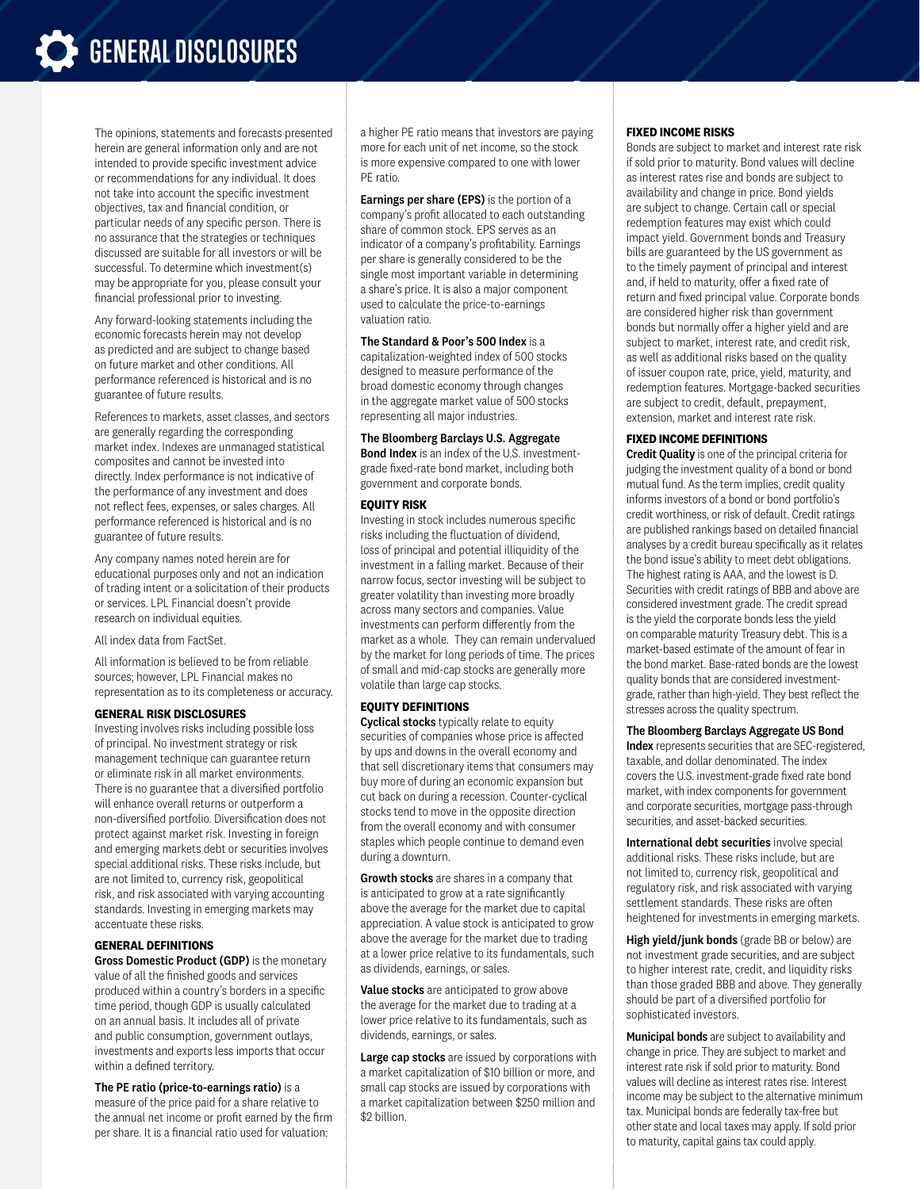# GENERAL DISCLOSURES

The opinions, statements and forecasts presented herein are general information only and are not intended to provide specific investment advice or recommendations for any individual. It does not take into account the specific investment objectives, tax and financial condition, or particular needs of any specific person. There is no assurance that the strategies or techniques discussed are suitable for all investors or will be successful. To determine which investment(s) may be appropriate for you, please consult your financial professional prior to investing.

Any forward-looking statements including the economic forecasts herein may not develop as predicted and are subject to change based on future market and other conditions. All performance referenced is historical and is no guarantee of future results.

References to markets, asset classes, and sectors are generally regarding the corresponding market index. Indexes are unmanaged statistical composites and cannot be invested into directly. Index performance is not indicative of the performance of any investment and does not reflect fees, expenses, or sales charges. All performance referenced is historical and is no guarantee of future results.

Any company names noted herein are for educational purposes only and not an indication of trading intent or a solicitation of their products or services. LPL Financial doesn't provide research on individual equities.

All index data from FactSet.

All information is believed to be from reliable sources; however, LPL Financial makes no representation as to its completeness or accuracy.

### GENERAL RISK DISCLOSURES

Investing involves risks including possible loss of principal. No investment strategy or risk management technique can guarantee return or eliminate risk in all market environments. There is no guarantee that a diversified portfolio will enhance overall returns or outperform a non-diversified portfolio. Diversification does not protect against market risk. Investing in foreign and emerging markets debt or securities involves special additional risks. These risks include, but are not limited to, currency risk, geopolitical risk, and risk associated with varying accounting standards. Investing in emerging markets may accentuate these risks.

### GENERAL DEFINITIONS

**Gross Domestic Product (GDP)** is the monetary value of all the finished goods and services produced within a country's borders in a specific time period, though GDP is usually calculated on an annual basis. It includes all of private and public consumption, government outlays, investments and exports less imports that occur within a defined territory.

**The PE ratio (price-to-earnings ratio)** is a measure of the price paid for a share relative to the annual net income or profit earned by the firm per share. It is a financial ratio used for valuation: a higher PE ratio means that investors are paying more for each unit of net income, so the stock is more expensive compared to one with lower PE ratio.

**Earnings per share (EPS)** is the portion of a company's profit allocated to each outstanding share of common stock. EPS serves as an indicator of a company's profitability. Earnings per share is generally considered to be the single most important variable in determining a share's price. It is also a major component used to calculate the price-to-earnings valuation ratio.

**The Standard & Poor's 500 Index** is a capitalization-weighted index of 500 stocks designed to measure performance of the broad domestic economy through changes in the aggregate market value of 500 stocks representing all major industries.

**The Bloomberg Barclays U.S. Aggregate Bond Index** is an index of the U.S. investment-grade fixed-rate bond market, including both government and corporate bonds.

### EQUITY RISK

Investing in stock includes numerous specific risks including the fluctuation of dividend, loss of principal and potential illiquidity of the investment in a falling market. Because of their narrow focus, sector investing will be subject to greater volatility than investing more broadly across many sectors and companies. Value investments can perform differently from the market as a whole. They can remain undervalued by the market for long periods of time. The prices of small and mid-cap stocks are generally more volatile than large cap stocks.

### EQUITY DEFINITIONS

**Cyclical stocks** typically relate to equity securities of companies whose price is affected by ups and downs in the overall economy and that sell discretionary items that consumers may buy more of during an economic expansion but cut back on during a recession. Counter-cyclical stocks tend to move in the opposite direction from the overall economy and with consumer staples which people continue to demand even during a downturn.

**Growth stocks** are shares in a company that is anticipated to grow at a rate significantly above the average for the market due to capital appreciation. A value stock is anticipated to grow above the average for the market due to trading at a lower price relative to its fundamentals, such as dividends, earnings, or sales.

**Value stocks** are anticipated to grow above the average for the market due to trading at a lower price relative to its fundamentals, such as dividends, earnings, or sales.

**Large cap stocks** are issued by corporations with a market capitalization of $10 billion or more, and small cap stocks are issued by corporations with a market capitalization between $250 million and $2 billion.

### FIXED INCOME RISKS

Bonds are subject to market and interest rate risk if sold prior to maturity. Bond values will decline as interest rates rise and bonds are subject to availability and change in price. Bond yields are subject to change. Certain call or special redemption features may exist which could impact yield. Government bonds and Treasury bills are guaranteed by the US government as to the timely payment of principal and interest and, if held to maturity, offer a fixed rate of return and fixed principal value. Corporate bonds are considered higher risk than government bonds but normally offer a higher yield and are subject to market, interest rate, and credit risk, as well as additional risks based on the quality of issuer coupon rate, price, yield, maturity, and redemption features. Mortgage-backed securities are subject to credit, default, prepayment, extension, market and interest rate risk.

### FIXED INCOME DEFINITIONS

**Credit Quality** is one of the principal criteria for judging the investment quality of a bond or bond mutual fund. As the term implies, credit quality informs investors of a bond or bond portfolio's credit worthiness, or risk of default. Credit ratings are published rankings based on detailed financial analyses by a credit bureau specifically as it relates the bond issue's ability to meet debt obligations. The highest rating is AAA, and the lowest is D. Securities with credit ratings of BBB and above are considered investment grade. The credit spread is the yield the corporate bonds less the yield on comparable maturity Treasury debt. This is a market-based estimate of the amount of fear in the bond market. Base-rated bonds are the lowest quality bonds that are considered investment-grade, rather than high-yield. They best reflect the stresses across the quality spectrum.

**The Bloomberg Barclays Aggregate US Bond Index** represents securities that are SEC-registered, taxable, and dollar denominated. The index covers the U.S. investment-grade fixed rate bond market, with index components for government and corporate securities, mortgage pass-through securities, and asset-backed securities.

**International debt securities** involve special additional risks. These risks include, but are not limited to, currency risk, geopolitical and regulatory risk, and risk associated with varying settlement standards. These risks are often heightened for investments in emerging markets.

**High yield/junk bonds** (grade BB or below) are not investment grade securities, and are subject to higher interest rate, credit, and liquidity risks than those graded BBB and above. They generally should be part of a diversified portfolio for sophisticated investors.

**Municipal bonds** are subject to availability and change in price. They are subject to market and interest rate risk if sold prior to maturity. Bond values will decline as interest rates rise. Interest income may be subject to the alternative minimum tax. Municipal bonds are federally tax-free but other state and local taxes may apply. If sold prior to maturity, capital gains tax could apply.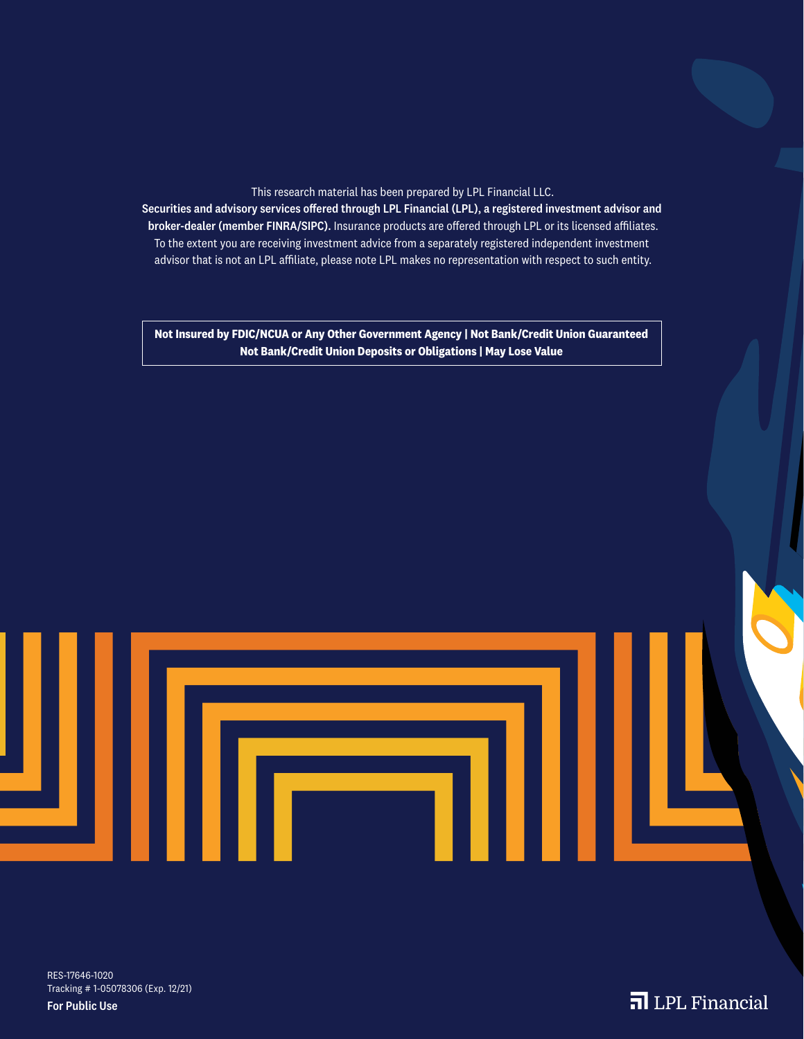This research material has been prepared by LPL Financial LLC.

**Securities and advisory services offered through LPL Financial (LPL), a registered investment advisor and broker-dealer (member FINRA/SIPC).** Insurance products are offered through LPL or its licensed affiliates. To the extent you are receiving investment advice from a separately registered independent investment advisor that is not an LPL affiliate, please note LPL makes no representation with respect to such entity.

**Not Insured by FDIC/NCUA or Any Other Government Agency | Not Bank/Credit Union Guaranteed**
**Not Bank/Credit Union Deposits or Obligations | May Lose Value**

RES-17646-1020
Tracking # 1-05078306 (Exp. 12/21)
**For Public Use**

LPL Financial